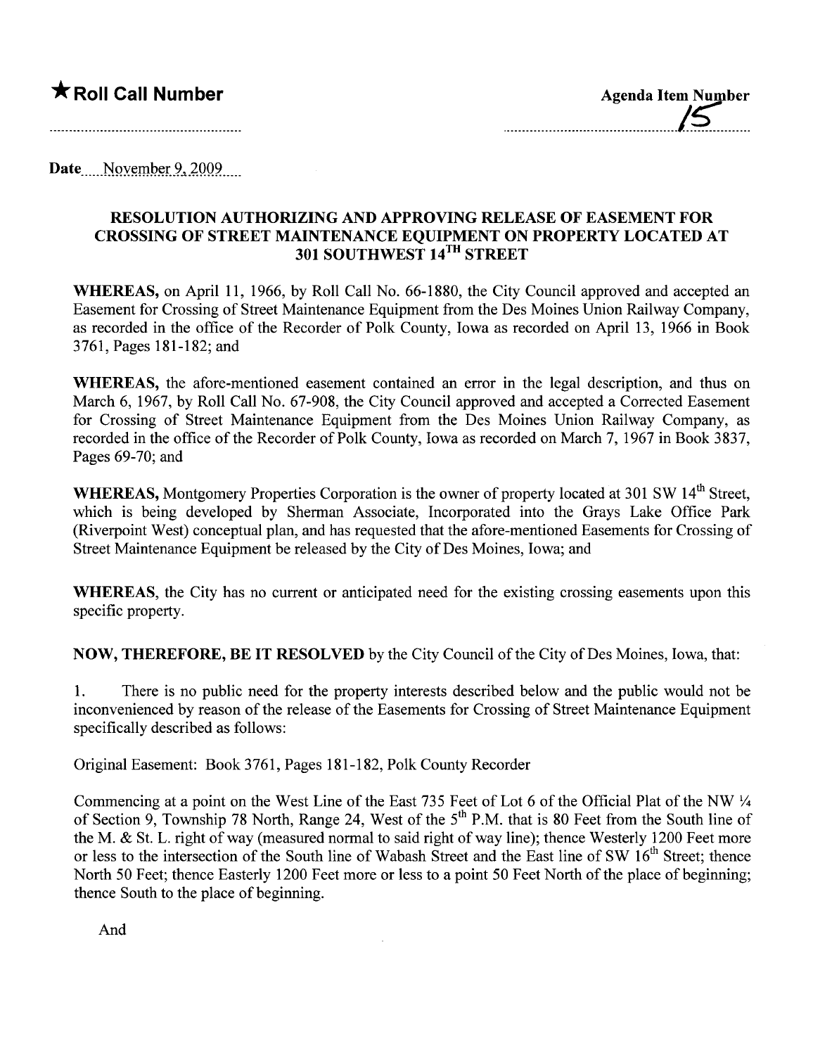★ **Roll Call Number**

Agenda Item Number 15

Date November 9, 2009

## RESOLUTION AUTHORIZING AND APPROVING RELEASE OF EASEMENT FOR CROSSING OF STREET MAINTENANCE EQUIPMENT ON PROPERTY LOCATED AT 301 SOUTHWEST 14TH STREET

**WHEREAS,** on April 11, 1966, by Roll Call No. 66-1880, the City Council approved and accepted an Easement for Crossing of Street Maintenance Equipment from the Des Moines Union Railway Company, as recorded in the office of the Recorder of Polk County, Iowa as recorded on April 13, 1966 in Book 3761, Pages 181-182; and

**WHEREAS,** the afore-mentioned easement contained an error in the legal description, and thus on March 6, 1967, by Roll Call No. 67-908, the City Council approved and accepted a Corrected Easement for Crossing of Street Maintenance Equipment from the Des Moines Union Railway Company, as recorded in the office of the Recorder of Polk County, Iowa as recorded on March 7, 1967 in Book 3837, Pages 69-70; and

**WHEREAS,** Montgomery Properties Corporation is the owner of property located at 301 SW 14th Street, which is being developed by Sherman Associate, Incorporated into the Grays Lake Office Park (Riverpoint West) conceptual plan, and has requested that the afore-mentioned Easements for Crossing of Street Maintenance Equipment be released by the City of Des Moines, Iowa; and

**WHEREAS,** the City has no current or anticipated need for the existing crossing easements upon this specific property.

**NOW, THEREFORE, BE IT RESOLVED** by the City Council of the City of Des Moines, Iowa, that:

1. There is no public need for the property interests described below and the public would not be inconvenienced by reason of the release of the Easements for Crossing of Street Maintenance Equipment specifically described as follows:

Original Easement: Book 3761, Pages 181-182, Polk County Recorder

Commencing at a point on the West Line of the East 735 Feet of Lot 6 of the Official Plat of the NW ¼ of Section 9, Township 78 North, Range 24, West of the 5th P.M. that is 80 Feet from the South line of the M. & St. L. right of way (measured normal to said right of way line); thence Westerly 1200 Feet more or less to the intersection of the South line of Wabash Street and the East line of SW 16th Street; thence North 50 Feet; thence Easterly 1200 Feet more or less to a point 50 Feet North of the place of beginning; thence South to the place of beginning.

And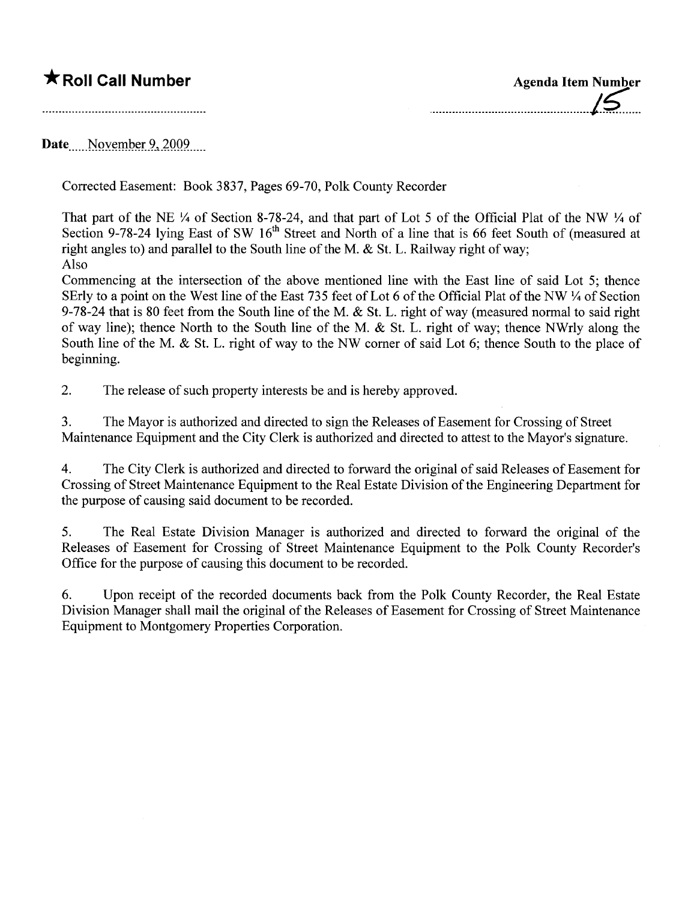**★ Roll Call Number**

**Agenda Item Number** 15

**Date** November 9, 2009

Corrected Easement: Book 3837, Pages 69-70, Polk County Recorder

That part of the NE ¼ of Section 8-78-24, and that part of Lot 5 of the Official Plat of the NW ¼ of Section 9-78-24 lying East of SW 16th Street and North of a line that is 66 feet South of (measured at right angles to) and parallel to the South line of the M. & St. L. Railway right of way;

Also

Commencing at the intersection of the above mentioned line with the East line of said Lot 5; thence SErly to a point on the West line of the East 735 feet of Lot 6 of the Official Plat of the NW ¼ of Section 9-78-24 that is 80 feet from the South line of the M. & St. L. right of way (measured normal to said right of way line); thence North to the South line of the M. & St. L. right of way; thence NWrly along the South line of the M. & St. L. right of way to the NW corner of said Lot 6; thence South to the place of beginning.

2. The release of such property interests be and is hereby approved.

3. The Mayor is authorized and directed to sign the Releases of Easement for Crossing of Street Maintenance Equipment and the City Clerk is authorized and directed to attest to the Mayor's signature.

4. The City Clerk is authorized and directed to forward the original of said Releases of Easement for Crossing of Street Maintenance Equipment to the Real Estate Division of the Engineering Department for the purpose of causing said document to be recorded.

5. The Real Estate Division Manager is authorized and directed to forward the original of the Releases of Easement for Crossing of Street Maintenance Equipment to the Polk County Recorder's Office for the purpose of causing this document to be recorded.

6. Upon receipt of the recorded documents back from the Polk County Recorder, the Real Estate Division Manager shall mail the original of the Releases of Easement for Crossing of Street Maintenance Equipment to Montgomery Properties Corporation.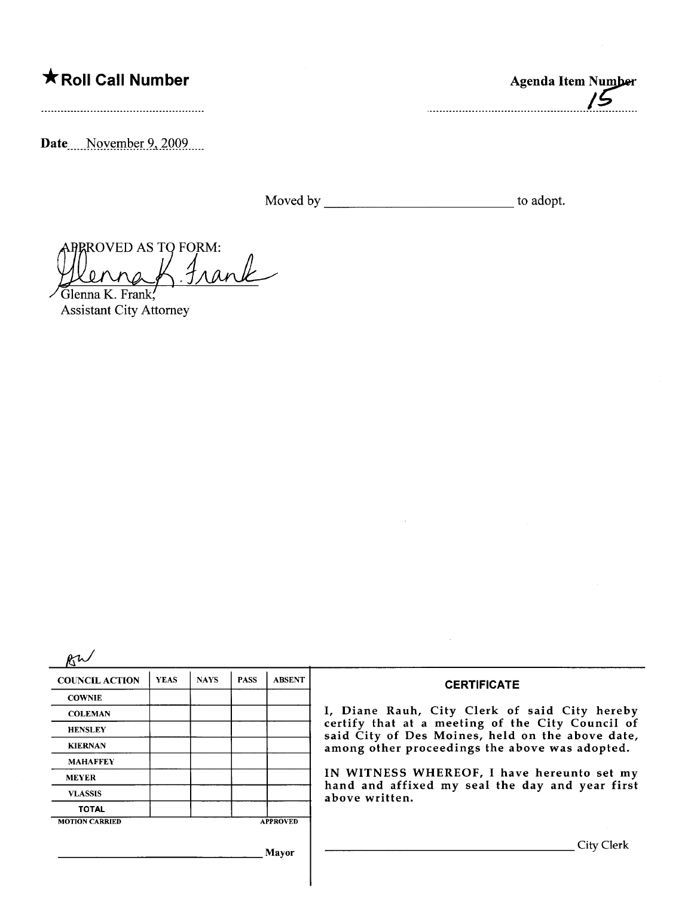**★Roll Call Number**

**Agenda Item Number**
15

**Date** November 9, 2009

Moved by ____________________________ to adopt.

APPROVED AS TO FORM:

Glenna K. Frank,
Assistant City Attorney

| COUNCIL ACTION | YEAS | NAYS | PASS | ABSENT |
|---|---|---|---|---|
| COWNIE | | | | |
| COLEMAN | | | | |
| HENSLEY | | | | |
| KIERNAN | | | | |
| MAHAFFEY | | | | |
| MEYER | | | | |
| VLASSIS | | | | |
| TOTAL | | | | |

MOTION CARRIED APPROVED

______________________________ Mayor

**CERTIFICATE**

I, Diane Rauh, City Clerk of said City hereby certify that at a meeting of the City Council of said City of Des Moines, held on the above date, among other proceedings the above was adopted.

IN WITNESS WHEREOF, I have hereunto set my hand and affixed my seal the day and year first above written.

______________________________ City Clerk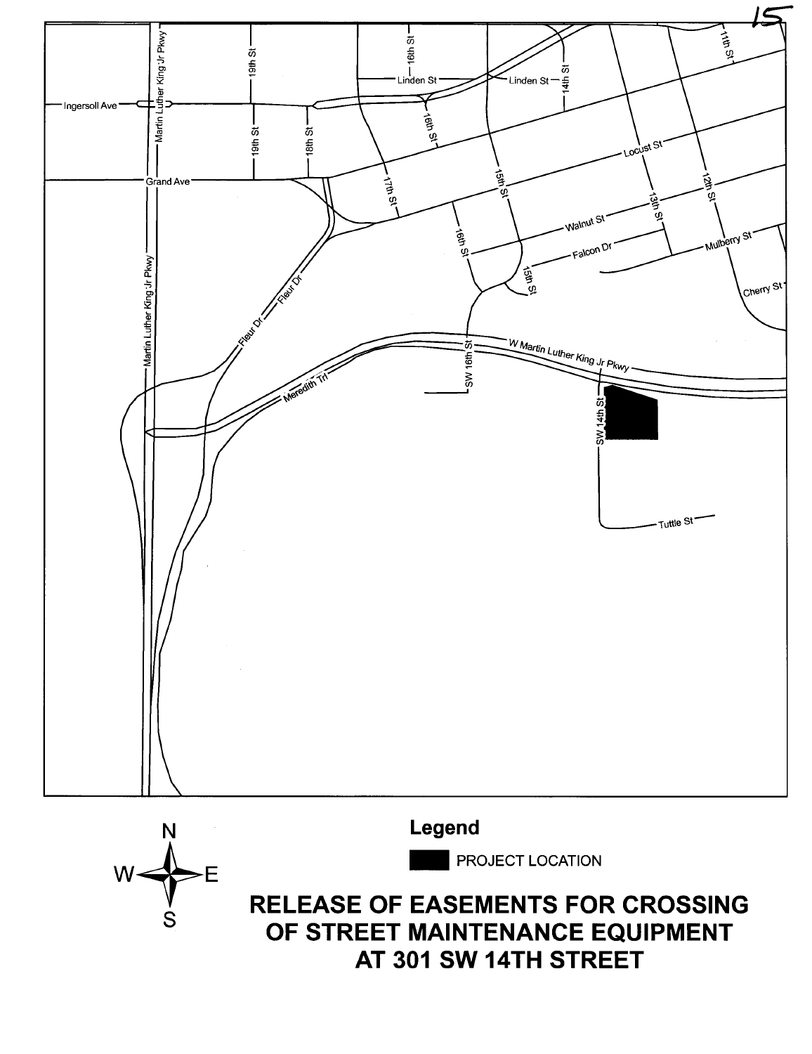Ingersoll Ave
Martin Luther King Jr Pkwy
19th St
18th St
16th St
Linden St
Linden St
14th St
11th St
16th St
17th St
15th St
Locust St
12th St
13th St
Grand Ave
Walnut St
16th St
Falcon Dr
Mulberry St
15th St
Cherry St
Fleur Dr
Fleur Dr
Martin Luther King Jr Pkwy
W Martin Luther King Jr Pkwy
SW 16th St
Meredith Trl
SW 14th St
Tuttle St

N
W
E
S

**Legend**

PROJECT LOCATION

**RELEASE OF EASEMENTS FOR CROSSING OF STREET MAINTENANCE EQUIPMENT AT 301 SW 14TH STREET**